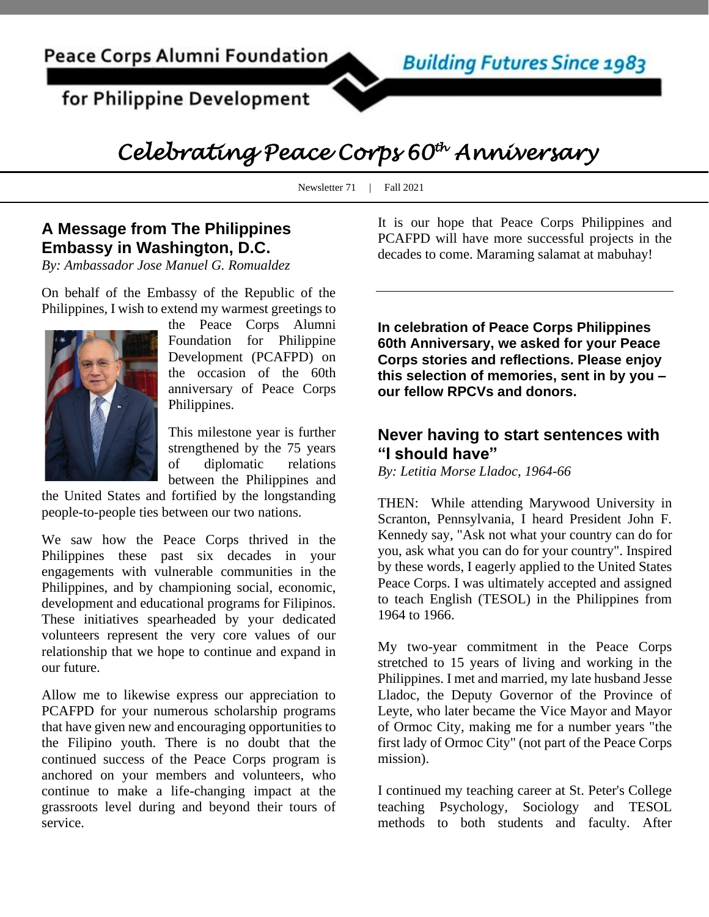Peace Corps Alumni Foundation for Philippine Development

Building Futures Since 1983

# Celebrating Peace Corps 60th Anniversary

Newsletter 71 | Fall 2021

## A Message from The Philippines Embassy in Washington, D.C.

*By: Ambassador Jose Manuel G. Romualdez*

On behalf of the Embassy of the Republic of the Philippines, I wish to extend my warmest greetings to the Peace Corps Alumni Foundation for Philippine Development (PCAFPD) on the occasion of the 60th anniversary of Peace Corps Philippines.

This milestone year is further strengthened by the 75 years of diplomatic relations between the Philippines and the United States and fortified by the longstanding people-to-people ties between our two nations.

We saw how the Peace Corps thrived in the Philippines these past six decades in your engagements with vulnerable communities in the Philippines, and by championing social, economic, development and educational programs for Filipinos. These initiatives spearheaded by your dedicated volunteers represent the very core values of our relationship that we hope to continue and expand in our future.

Allow me to likewise express our appreciation to PCAFPD for your numerous scholarship programs that have given new and encouraging opportunities to the Filipino youth. There is no doubt that the continued success of the Peace Corps program is anchored on your members and volunteers, who continue to make a life-changing impact at the grassroots level during and beyond their tours of service.

It is our hope that Peace Corps Philippines and PCAFPD will have more successful projects in the decades to come. Maraming salamat at mabuhay!

---

**In celebration of Peace Corps Philippines 60th Anniversary, we asked for your Peace Corps stories and reflections. Please enjoy this selection of memories, sent in by you – our fellow RPCVs and donors.**

## Never having to start sentences with "I should have"

*By: Letitia Morse Lladoc, 1964-66*

THEN: While attending Marywood University in Scranton, Pennsylvania, I heard President John F. Kennedy say, "Ask not what your country can do for you, ask what you can do for your country". Inspired by these words, I eagerly applied to the United States Peace Corps. I was ultimately accepted and assigned to teach English (TESOL) in the Philippines from 1964 to 1966.

My two-year commitment in the Peace Corps stretched to 15 years of living and working in the Philippines. I met and married, my late husband Jesse Lladoc, the Deputy Governor of the Province of Leyte, who later became the Vice Mayor and Mayor of Ormoc City, making me for a number years "the first lady of Ormoc City" (not part of the Peace Corps mission).

I continued my teaching career at St. Peter's College teaching Psychology, Sociology and TESOL methods to both students and faculty. After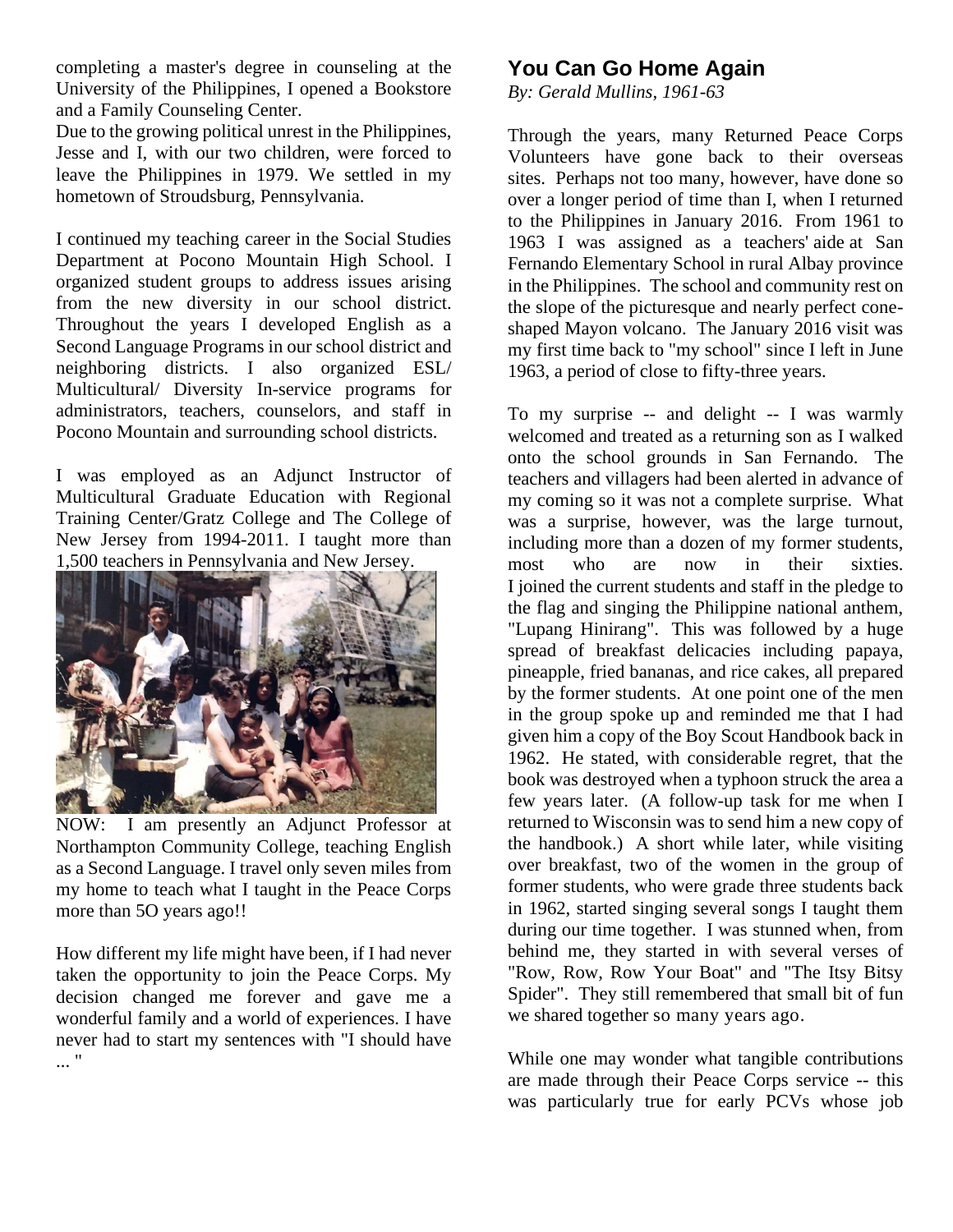completing a master's degree in counseling at the University of the Philippines, I opened a Bookstore and a Family Counseling Center.

Due to the growing political unrest in the Philippines, Jesse and I, with our two children, were forced to leave the Philippines in 1979. We settled in my hometown of Stroudsburg, Pennsylvania.

I continued my teaching career in the Social Studies Department at Pocono Mountain High School. I organized student groups to address issues arising from the new diversity in our school district. Throughout the years I developed English as a Second Language Programs in our school district and neighboring districts. I also organized ESL/ Multicultural/ Diversity In-service programs for administrators, teachers, counselors, and staff in Pocono Mountain and surrounding school districts.

I was employed as an Adjunct Instructor of Multicultural Graduate Education with Regional Training Center/Gratz College and The College of New Jersey from 1994-2011. I taught more than 1,500 teachers in Pennsylvania and New Jersey.

NOW: I am presently an Adjunct Professor at Northampton Community College, teaching English as a Second Language. I travel only seven miles from my home to teach what I taught in the Peace Corps more than 5O years ago!!

How different my life might have been, if I had never taken the opportunity to join the Peace Corps. My decision changed me forever and gave me a wonderful family and a world of experiences. I have never had to start my sentences with "I should have ... "

## You Can Go Home Again

*By: Gerald Mullins, 1961-63*

Through the years, many Returned Peace Corps Volunteers have gone back to their overseas sites. Perhaps not too many, however, have done so over a longer period of time than I, when I returned to the Philippines in January 2016. From 1961 to 1963 I was assigned as a teachers' aide at San Fernando Elementary School in rural Albay province in the Philippines. The school and community rest on the slope of the picturesque and nearly perfect cone-shaped Mayon volcano. The January 2016 visit was my first time back to "my school" since I left in June 1963, a period of close to fifty-three years.

To my surprise -- and delight -- I was warmly welcomed and treated as a returning son as I walked onto the school grounds in San Fernando. The teachers and villagers had been alerted in advance of my coming so it was not a complete surprise. What was a surprise, however, was the large turnout, including more than a dozen of my former students, most who are now in their sixties. I joined the current students and staff in the pledge to the flag and singing the Philippine national anthem, "Lupang Hinirang". This was followed by a huge spread of breakfast delicacies including papaya, pineapple, fried bananas, and rice cakes, all prepared by the former students. At one point one of the men in the group spoke up and reminded me that I had given him a copy of the Boy Scout Handbook back in 1962. He stated, with considerable regret, that the book was destroyed when a typhoon struck the area a few years later. (A follow-up task for me when I returned to Wisconsin was to send him a new copy of the handbook.) A short while later, while visiting over breakfast, two of the women in the group of former students, who were grade three students back in 1962, started singing several songs I taught them during our time together. I was stunned when, from behind me, they started in with several verses of "Row, Row, Row Your Boat" and "The Itsy Bitsy Spider". They still remembered that small bit of fun we shared together so many years ago.

While one may wonder what tangible contributions are made through their Peace Corps service -- this was particularly true for early PCVs whose job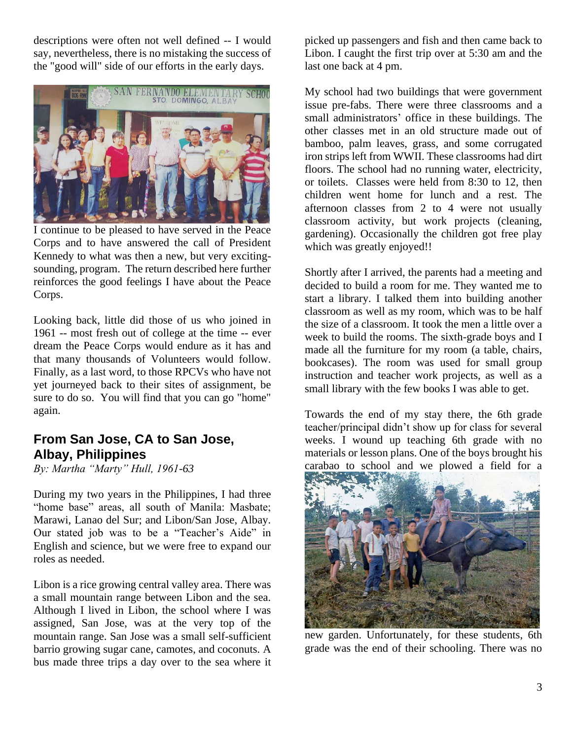descriptions were often not well defined -- I would say, nevertheless, there is no mistaking the success of the "good will" side of our efforts in the early days.

I continue to be pleased to have served in the Peace Corps and to have answered the call of President Kennedy to what was then a new, but very exciting-sounding, program. The return described here further reinforces the good feelings I have about the Peace Corps.

Looking back, little did those of us who joined in 1961 -- most fresh out of college at the time -- ever dream the Peace Corps would endure as it has and that many thousands of Volunteers would follow. Finally, as a last word, to those RPCVs who have not yet journeyed back to their sites of assignment, be sure to do so. You will find that you can go "home" again.

## From San Jose, CA to San Jose, Albay, Philippines

*By: Martha "Marty" Hull, 1961-63*

During my two years in the Philippines, I had three "home base" areas, all south of Manila: Masbate; Marawi, Lanao del Sur; and Libon/San Jose, Albay. Our stated job was to be a "Teacher's Aide" in English and science, but we were free to expand our roles as needed.

Libon is a rice growing central valley area. There was a small mountain range between Libon and the sea. Although I lived in Libon, the school where I was assigned, San Jose, was at the very top of the mountain range. San Jose was a small self-sufficient barrio growing sugar cane, camotes, and coconuts. A bus made three trips a day over to the sea where it picked up passengers and fish and then came back to Libon. I caught the first trip over at 5:30 am and the last one back at 4 pm.

My school had two buildings that were government issue pre-fabs. There were three classrooms and a small administrators' office in these buildings. The other classes met in an old structure made out of bamboo, palm leaves, grass, and some corrugated iron strips left from WWII. These classrooms had dirt floors. The school had no running water, electricity, or toilets. Classes were held from 8:30 to 12, then children went home for lunch and a rest. The afternoon classes from 2 to 4 were not usually classroom activity, but work projects (cleaning, gardening). Occasionally the children got free play which was greatly enjoyed!!

Shortly after I arrived, the parents had a meeting and decided to build a room for me. They wanted me to start a library. I talked them into building another classroom as well as my room, which was to be half the size of a classroom. It took the men a little over a week to build the rooms. The sixth-grade boys and I made all the furniture for my room (a table, chairs, bookcases). The room was used for small group instruction and teacher work projects, as well as a small library with the few books I was able to get.

Towards the end of my stay there, the 6th grade teacher/principal didn't show up for class for several weeks. I wound up teaching 6th grade with no materials or lesson plans. One of the boys brought his carabao to school and we plowed a field for a new garden. Unfortunately, for these students, 6th grade was the end of their schooling. There was no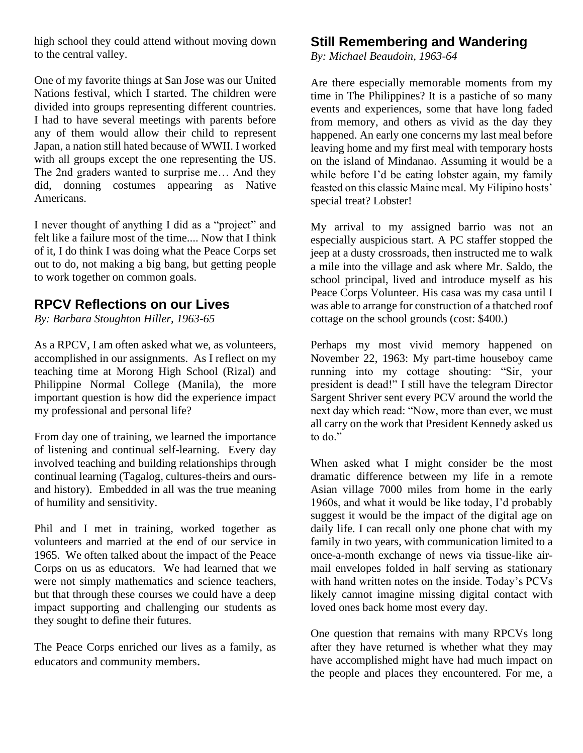high school they could attend without moving down to the central valley.

One of my favorite things at San Jose was our United Nations festival, which I started. The children were divided into groups representing different countries. I had to have several meetings with parents before any of them would allow their child to represent Japan, a nation still hated because of WWII. I worked with all groups except the one representing the US. The 2nd graders wanted to surprise me… And they did, donning costumes appearing as Native Americans.

I never thought of anything I did as a "project" and felt like a failure most of the time.... Now that I think of it, I do think I was doing what the Peace Corps set out to do, not making a big bang, but getting people to work together on common goals.

## RPCV Reflections on our Lives

*By: Barbara Stoughton Hiller, 1963-65*

As a RPCV, I am often asked what we, as volunteers, accomplished in our assignments. As I reflect on my teaching time at Morong High School (Rizal) and Philippine Normal College (Manila), the more important question is how did the experience impact my professional and personal life?

From day one of training, we learned the importance of listening and continual self-learning. Every day involved teaching and building relationships through continual learning (Tagalog, cultures-theirs and ours-and history). Embedded in all was the true meaning of humility and sensitivity.

Phil and I met in training, worked together as volunteers and married at the end of our service in 1965. We often talked about the impact of the Peace Corps on us as educators. We had learned that we were not simply mathematics and science teachers, but that through these courses we could have a deep impact supporting and challenging our students as they sought to define their futures.

The Peace Corps enriched our lives as a family, as educators and community members.

## Still Remembering and Wandering

*By: Michael Beaudoin, 1963-64*

Are there especially memorable moments from my time in The Philippines? It is a pastiche of so many events and experiences, some that have long faded from memory, and others as vivid as the day they happened. An early one concerns my last meal before leaving home and my first meal with temporary hosts on the island of Mindanao. Assuming it would be a while before I'd be eating lobster again, my family feasted on this classic Maine meal. My Filipino hosts' special treat? Lobster!

My arrival to my assigned barrio was not an especially auspicious start. A PC staffer stopped the jeep at a dusty crossroads, then instructed me to walk a mile into the village and ask where Mr. Saldo, the school principal, lived and introduce myself as his Peace Corps Volunteer. His casa was my casa until I was able to arrange for construction of a thatched roof cottage on the school grounds (cost: $400.)

Perhaps my most vivid memory happened on November 22, 1963: My part-time houseboy came running into my cottage shouting: "Sir, your president is dead!" I still have the telegram Director Sargent Shriver sent every PCV around the world the next day which read: "Now, more than ever, we must all carry on the work that President Kennedy asked us to do."

When asked what I might consider be the most dramatic difference between my life in a remote Asian village 7000 miles from home in the early 1960s, and what it would be like today, I'd probably suggest it would be the impact of the digital age on daily life. I can recall only one phone chat with my family in two years, with communication limited to a once-a-month exchange of news via tissue-like air-mail envelopes folded in half serving as stationary with hand written notes on the inside. Today's PCVs likely cannot imagine missing digital contact with loved ones back home most every day.

One question that remains with many RPCVs long after they have returned is whether what they may have accomplished might have had much impact on the people and places they encountered. For me, a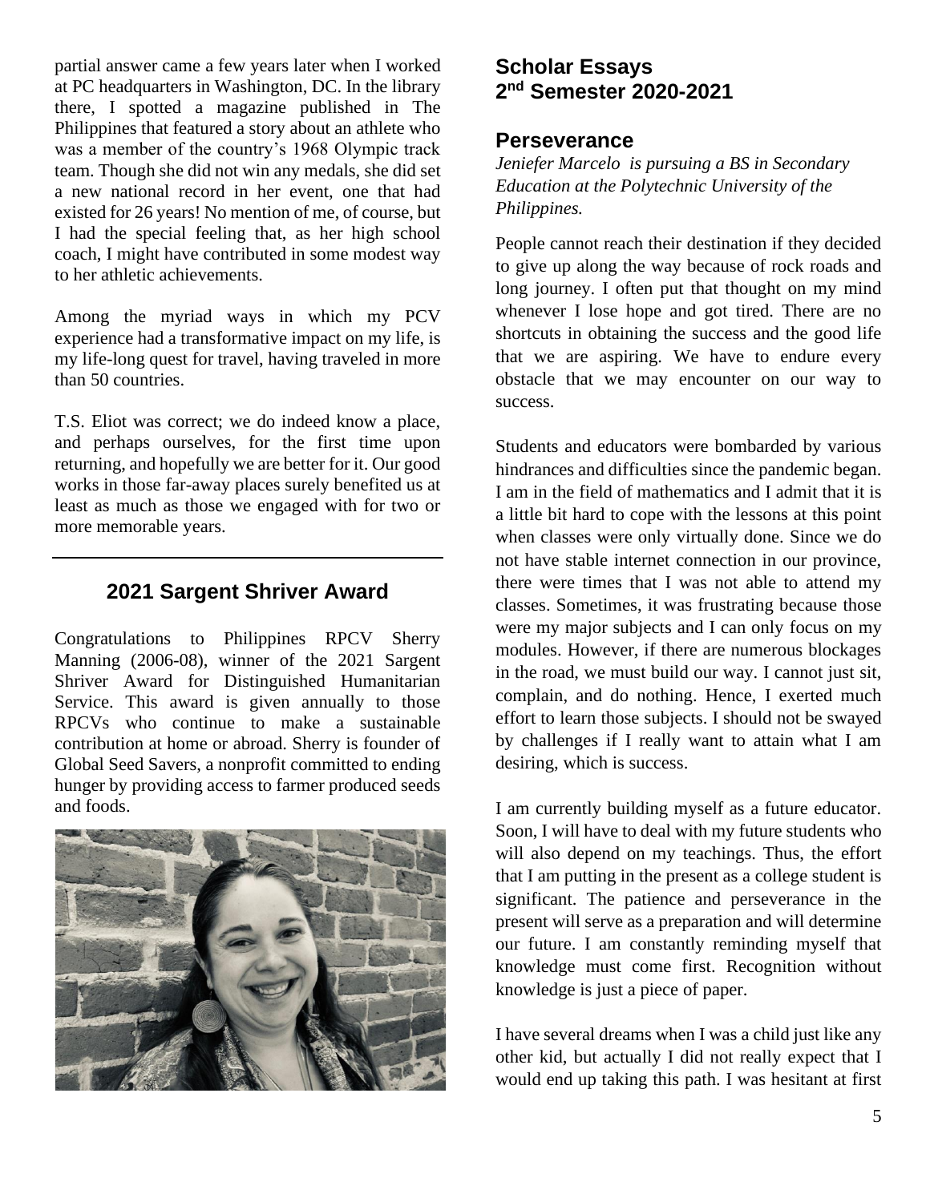partial answer came a few years later when I worked at PC headquarters in Washington, DC. In the library there, I spotted a magazine published in The Philippines that featured a story about an athlete who was a member of the country's 1968 Olympic track team. Though she did not win any medals, she did set a new national record in her event, one that had existed for 26 years! No mention of me, of course, but I had the special feeling that, as her high school coach, I might have contributed in some modest way to her athletic achievements.

Among the myriad ways in which my PCV experience had a transformative impact on my life, is my life-long quest for travel, having traveled in more than 50 countries.

T.S. Eliot was correct; we do indeed know a place, and perhaps ourselves, for the first time upon returning, and hopefully we are better for it. Our good works in those far-away places surely benefited us at least as much as those we engaged with for two or more memorable years.

---

## 2021 Sargent Shriver Award

Congratulations to Philippines RPCV Sherry Manning (2006-08), winner of the 2021 Sargent Shriver Award for Distinguished Humanitarian Service. This award is given annually to those RPCVs who continue to make a sustainable contribution at home or abroad. Sherry is founder of Global Seed Savers, a nonprofit committed to ending hunger by providing access to farmer produced seeds and foods.

## Scholar Essays 2nd Semester 2020-2021

### Perseverance

*Jeniefer Marcelo is pursuing a BS in Secondary Education at the Polytechnic University of the Philippines.*

People cannot reach their destination if they decided to give up along the way because of rock roads and long journey. I often put that thought on my mind whenever I lose hope and got tired. There are no shortcuts in obtaining the success and the good life that we are aspiring. We have to endure every obstacle that we may encounter on our way to success.

Students and educators were bombarded by various hindrances and difficulties since the pandemic began. I am in the field of mathematics and I admit that it is a little bit hard to cope with the lessons at this point when classes were only virtually done. Since we do not have stable internet connection in our province, there were times that I was not able to attend my classes. Sometimes, it was frustrating because those were my major subjects and I can only focus on my modules. However, if there are numerous blockages in the road, we must build our way. I cannot just sit, complain, and do nothing. Hence, I exerted much effort to learn those subjects. I should not be swayed by challenges if I really want to attain what I am desiring, which is success.

I am currently building myself as a future educator. Soon, I will have to deal with my future students who will also depend on my teachings. Thus, the effort that I am putting in the present as a college student is significant. The patience and perseverance in the present will serve as a preparation and will determine our future. I am constantly reminding myself that knowledge must come first. Recognition without knowledge is just a piece of paper.

I have several dreams when I was a child just like any other kid, but actually I did not really expect that I would end up taking this path. I was hesitant at first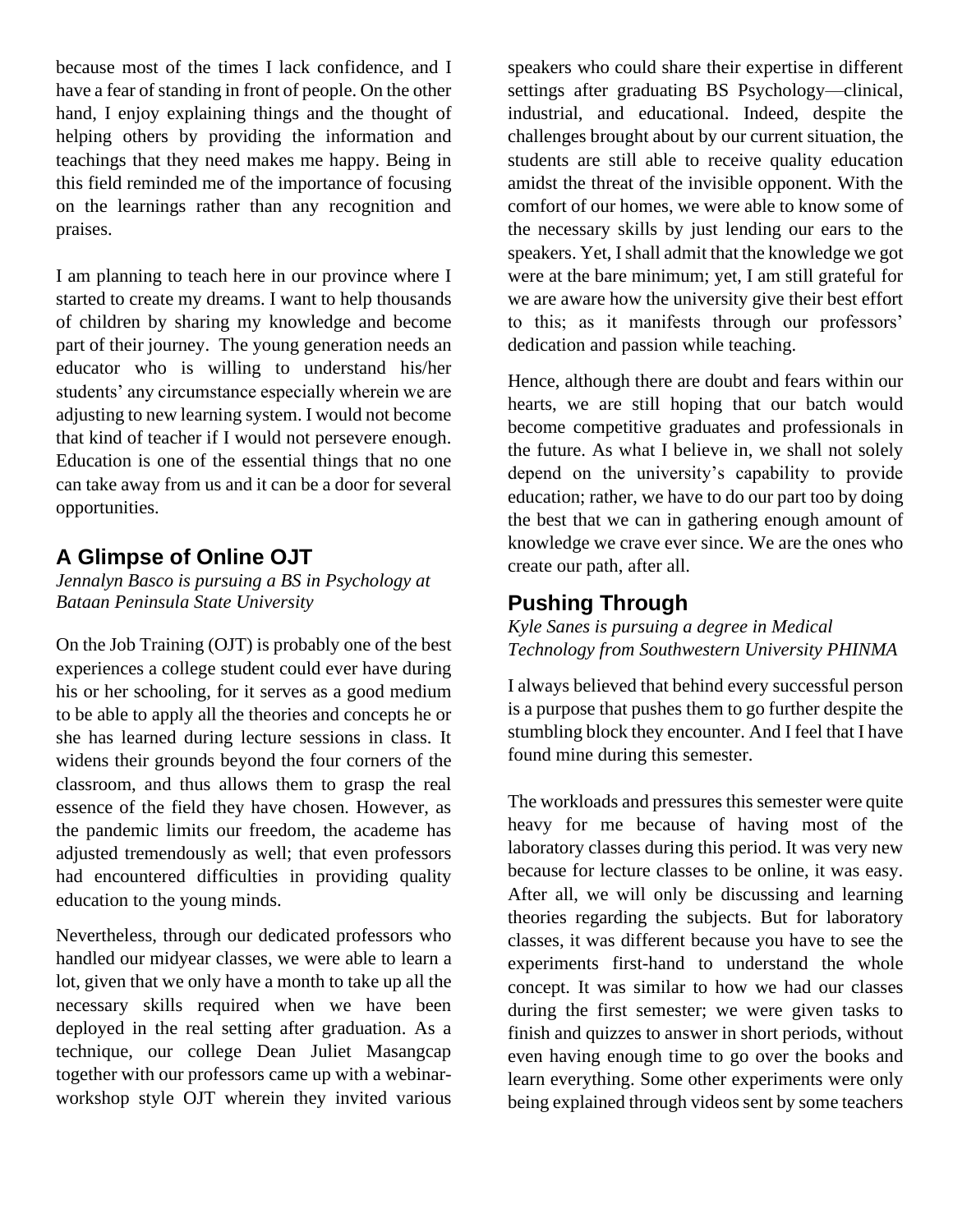because most of the times I lack confidence, and I have a fear of standing in front of people. On the other hand, I enjoy explaining things and the thought of helping others by providing the information and teachings that they need makes me happy. Being in this field reminded me of the importance of focusing on the learnings rather than any recognition and praises.

I am planning to teach here in our province where I started to create my dreams. I want to help thousands of children by sharing my knowledge and become part of their journey. The young generation needs an educator who is willing to understand his/her students' any circumstance especially wherein we are adjusting to new learning system. I would not become that kind of teacher if I would not persevere enough. Education is one of the essential things that no one can take away from us and it can be a door for several opportunities.

## A Glimpse of Online OJT

*Jennalyn Basco is pursuing a BS in Psychology at Bataan Peninsula State University*

On the Job Training (OJT) is probably one of the best experiences a college student could ever have during his or her schooling, for it serves as a good medium to be able to apply all the theories and concepts he or she has learned during lecture sessions in class. It widens their grounds beyond the four corners of the classroom, and thus allows them to grasp the real essence of the field they have chosen. However, as the pandemic limits our freedom, the academe has adjusted tremendously as well; that even professors had encountered difficulties in providing quality education to the young minds.

Nevertheless, through our dedicated professors who handled our midyear classes, we were able to learn a lot, given that we only have a month to take up all the necessary skills required when we have been deployed in the real setting after graduation. As a technique, our college Dean Juliet Masangcap together with our professors came up with a webinar-workshop style OJT wherein they invited various speakers who could share their expertise in different settings after graduating BS Psychology—clinical, industrial, and educational. Indeed, despite the challenges brought about by our current situation, the students are still able to receive quality education amidst the threat of the invisible opponent. With the comfort of our homes, we were able to know some of the necessary skills by just lending our ears to the speakers. Yet, I shall admit that the knowledge we got were at the bare minimum; yet, I am still grateful for we are aware how the university give their best effort to this; as it manifests through our professors' dedication and passion while teaching.

Hence, although there are doubt and fears within our hearts, we are still hoping that our batch would become competitive graduates and professionals in the future. As what I believe in, we shall not solely depend on the university's capability to provide education; rather, we have to do our part too by doing the best that we can in gathering enough amount of knowledge we crave ever since. We are the ones who create our path, after all.

## Pushing Through

*Kyle Sanes is pursuing a degree in Medical Technology from Southwestern University PHINMA*

I always believed that behind every successful person is a purpose that pushes them to go further despite the stumbling block they encounter. And I feel that I have found mine during this semester.

The workloads and pressures this semester were quite heavy for me because of having most of the laboratory classes during this period. It was very new because for lecture classes to be online, it was easy. After all, we will only be discussing and learning theories regarding the subjects. But for laboratory classes, it was different because you have to see the experiments first-hand to understand the whole concept. It was similar to how we had our classes during the first semester; we were given tasks to finish and quizzes to answer in short periods, without even having enough time to go over the books and learn everything. Some other experiments were only being explained through videos sent by some teachers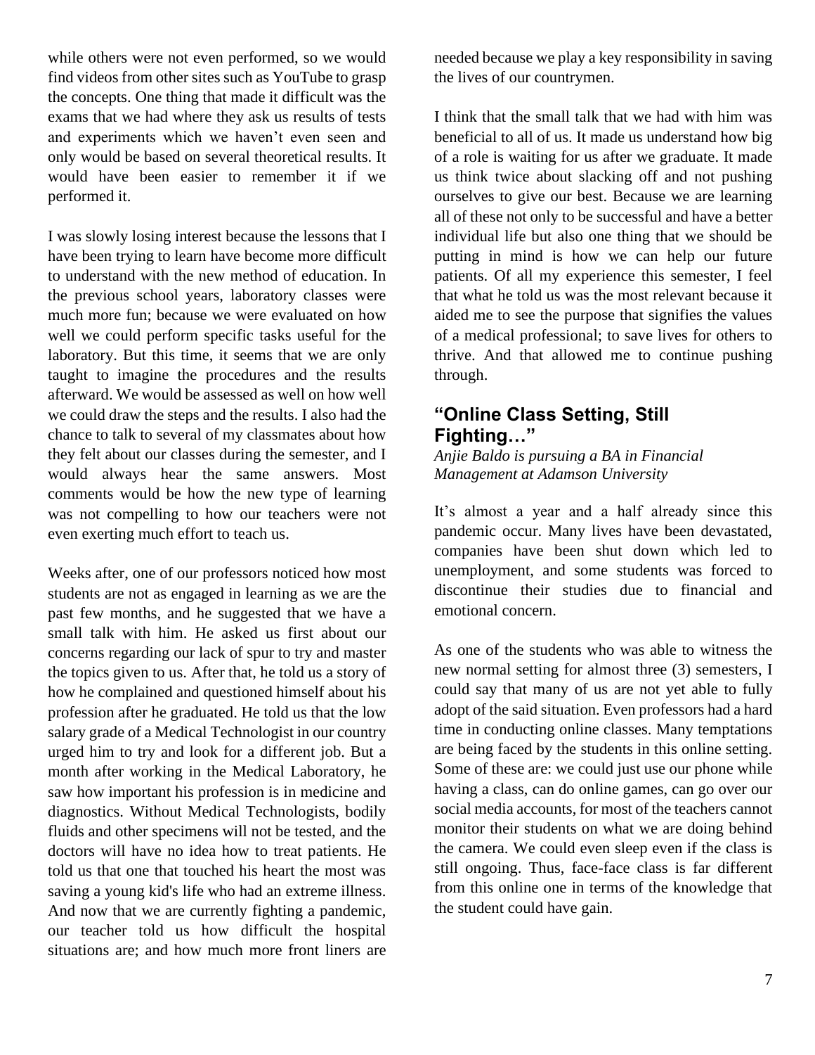while others were not even performed, so we would find videos from other sites such as YouTube to grasp the concepts. One thing that made it difficult was the exams that we had where they ask us results of tests and experiments which we haven't even seen and only would be based on several theoretical results. It would have been easier to remember it if we performed it.

I was slowly losing interest because the lessons that I have been trying to learn have become more difficult to understand with the new method of education. In the previous school years, laboratory classes were much more fun; because we were evaluated on how well we could perform specific tasks useful for the laboratory. But this time, it seems that we are only taught to imagine the procedures and the results afterward. We would be assessed as well on how well we could draw the steps and the results. I also had the chance to talk to several of my classmates about how they felt about our classes during the semester, and I would always hear the same answers. Most comments would be how the new type of learning was not compelling to how our teachers were not even exerting much effort to teach us.

Weeks after, one of our professors noticed how most students are not as engaged in learning as we are the past few months, and he suggested that we have a small talk with him. He asked us first about our concerns regarding our lack of spur to try and master the topics given to us. After that, he told us a story of how he complained and questioned himself about his profession after he graduated. He told us that the low salary grade of a Medical Technologist in our country urged him to try and look for a different job. But a month after working in the Medical Laboratory, he saw how important his profession is in medicine and diagnostics. Without Medical Technologists, bodily fluids and other specimens will not be tested, and the doctors will have no idea how to treat patients. He told us that one that touched his heart the most was saving a young kid's life who had an extreme illness. And now that we are currently fighting a pandemic, our teacher told us how difficult the hospital situations are; and how much more front liners are needed because we play a key responsibility in saving the lives of our countrymen.

I think that the small talk that we had with him was beneficial to all of us. It made us understand how big of a role is waiting for us after we graduate. It made us think twice about slacking off and not pushing ourselves to give our best. Because we are learning all of these not only to be successful and have a better individual life but also one thing that we should be putting in mind is how we can help our future patients. Of all my experience this semester, I feel that what he told us was the most relevant because it aided me to see the purpose that signifies the values of a medical professional; to save lives for others to thrive. And that allowed me to continue pushing through.

## "Online Class Setting, Still Fighting…"

*Anjie Baldo is pursuing a BA in Financial Management at Adamson University*

It's almost a year and a half already since this pandemic occur. Many lives have been devastated, companies have been shut down which led to unemployment, and some students was forced to discontinue their studies due to financial and emotional concern.

As one of the students who was able to witness the new normal setting for almost three (3) semesters, I could say that many of us are not yet able to fully adopt of the said situation. Even professors had a hard time in conducting online classes. Many temptations are being faced by the students in this online setting. Some of these are: we could just use our phone while having a class, can do online games, can go over our social media accounts, for most of the teachers cannot monitor their students on what we are doing behind the camera. We could even sleep even if the class is still ongoing. Thus, face-face class is far different from this online one in terms of the knowledge that the student could have gain.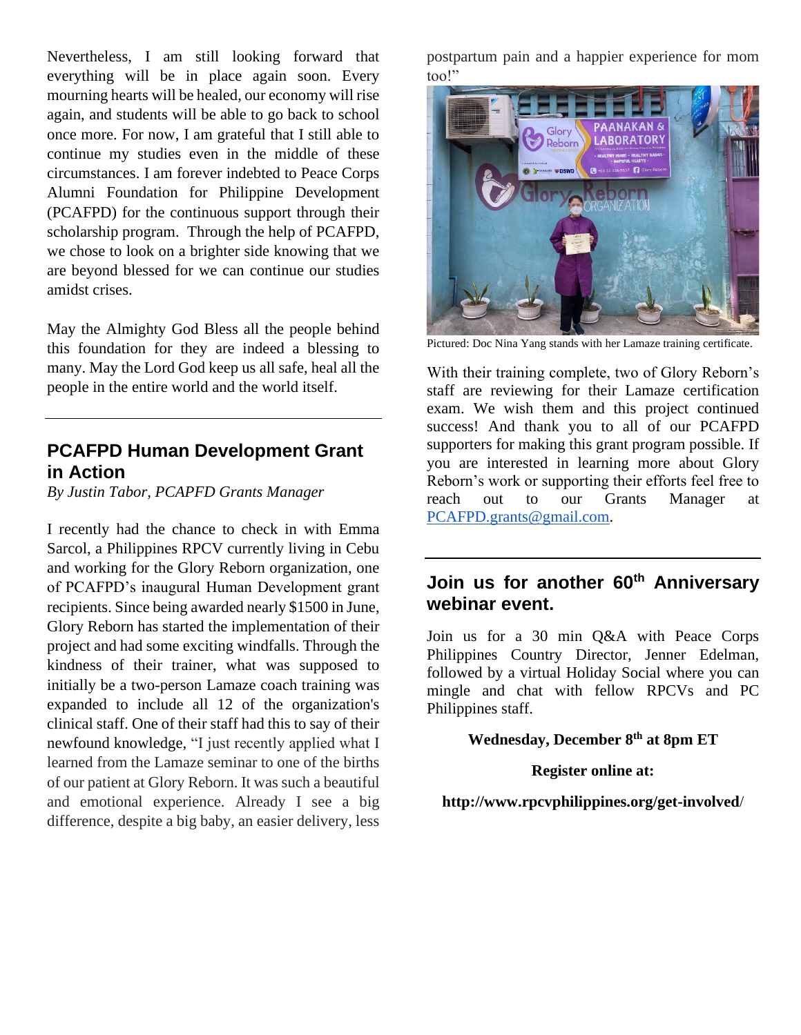Nevertheless, I am still looking forward that everything will be in place again soon. Every mourning hearts will be healed, our economy will rise again, and students will be able to go back to school once more. For now, I am grateful that I still able to continue my studies even in the middle of these circumstances. I am forever indebted to Peace Corps Alumni Foundation for Philippine Development (PCAFPD) for the continuous support through their scholarship program. Through the help of PCAFPD, we chose to look on a brighter side knowing that we are beyond blessed for we can continue our studies amidst crises.

May the Almighty God Bless all the people behind this foundation for they are indeed a blessing to many. May the Lord God keep us all safe, heal all the people in the entire world and the world itself.

---

## PCAFPD Human Development Grant in Action

*By Justin Tabor, PCAPFD Grants Manager*

I recently had the chance to check in with Emma Sarcol, a Philippines RPCV currently living in Cebu and working for the Glory Reborn organization, one of PCAFPD's inaugural Human Development grant recipients. Since being awarded nearly $1500 in June, Glory Reborn has started the implementation of their project and had some exciting windfalls. Through the kindness of their trainer, what was supposed to initially be a two-person Lamaze coach training was expanded to include all 12 of the organization's clinical staff. One of their staff had this to say of their newfound knowledge, "I just recently applied what I learned from the Lamaze seminar to one of the births of our patient at Glory Reborn. It was such a beautiful and emotional experience. Already I see a big difference, despite a big baby, an easier delivery, less postpartum pain and a happier experience for mom too!"

Pictured: Doc Nina Yang stands with her Lamaze training certificate.

With their training complete, two of Glory Reborn's staff are reviewing for their Lamaze certification exam. We wish them and this project continued success! And thank you to all of our PCAFPD supporters for making this grant program possible. If you are interested in learning more about Glory Reborn's work or supporting their efforts feel free to reach out to our Grants Manager at PCAFPD.grants@gmail.com.

---

## Join us for another 60th Anniversary webinar event.

Join us for a 30 min Q&A with Peace Corps Philippines Country Director, Jenner Edelman, followed by a virtual Holiday Social where you can mingle and chat with fellow RPCVs and PC Philippines staff.

**Wednesday, December 8th at 8pm ET**

**Register online at:**

**http://www.rpcvphilippines.org/get-involved/**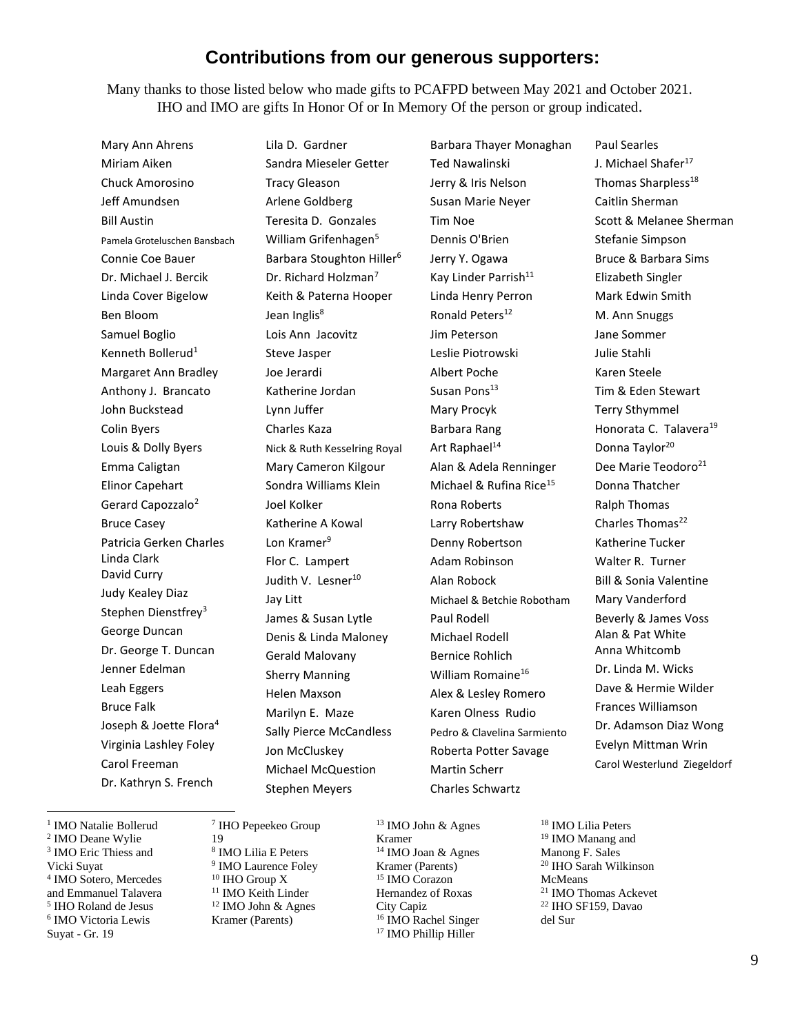## Contributions from our generous supporters:

Many thanks to those listed below who made gifts to PCAFPD between May 2021 and October 2021. IHO and IMO are gifts In Honor Of or In Memory Of the person or group indicated.

Mary Ann Ahrens
Miriam Aiken
Chuck Amorosino
Jeff Amundsen
Bill Austin
Pamela Groteluschen Bansbach
Connie Coe Bauer
Dr. Michael J. Bercik
Linda Cover Bigelow
Ben Bloom
Samuel Boglio
Kenneth Bollerud[1]
Margaret Ann Bradley
Anthony J. Brancato
John Buckstead
Colin Byers
Louis & Dolly Byers
Emma Caligtan
Elinor Capehart
Gerard Capozzalo[2]
Bruce Casey
Patricia Gerken Charles
Linda Clark
David Curry
Judy Kealey Diaz
Stephen Dienstfrey[3]
George Duncan
Dr. George T. Duncan
Jenner Edelman
Leah Eggers
Bruce Falk
Joseph & Joette Flora[4]
Virginia Lashley Foley
Carol Freeman
Dr. Kathryn S. French
Lila D. Gardner
Sandra Mieseler Getter
Tracy Gleason
Arlene Goldberg
Teresita D. Gonzales
William Grifenhagen[5]
Barbara Stoughton Hiller[6]
Dr. Richard Holzman[7]
Keith & Paterna Hooper
Jean Inglis[8]
Lois Ann Jacovitz
Steve Jasper
Joe Jerardi
Katherine Jordan
Lynn Juffer
Charles Kaza
Nick & Ruth Kesselring Royal
Mary Cameron Kilgour
Sondra Williams Klein
Joel Kolker
Katherine A Kowal
Lon Kramer[9]
Flor C. Lampert
Judith V. Lesner[10]
Jay Litt
James & Susan Lytle
Denis & Linda Maloney
Gerald Malovany
Sherry Manning
Helen Maxson
Marilyn E. Maze
Sally Pierce McCandless
Jon McCluskey
Michael McQuestion
Stephen Meyers
Barbara Thayer Monaghan
Ted Nawalinski
Jerry & Iris Nelson
Susan Marie Neyer
Tim Noe
Dennis O'Brien
Jerry Y. Ogawa
Kay Linder Parrish[11]
Linda Henry Perron
Ronald Peters[12]
Jim Peterson
Leslie Piotrowski
Albert Poche
Susan Pons[13]
Mary Procyk
Barbara Rang
Art Raphael[14]
Alan & Adela Renninger
Michael & Rufina Rice[15]
Rona Roberts
Larry Robertshaw
Denny Robertson
Adam Robinson
Alan Robock
Michael & Betchie Robotham
Paul Rodell
Michael Rodell
Bernice Rohlich
William Romaine[16]
Alex & Lesley Romero
Karen Olness Rudio
Pedro & Clavelina Sarmiento
Roberta Potter Savage
Martin Scherr
Charles Schwartz
Paul Searles
J. Michael Shafer[17]
Thomas Sharpless[18]
Caitlin Sherman
Scott & Melanee Sherman
Stefanie Simpson
Bruce & Barbara Sims
Elizabeth Singler
Mark Edwin Smith
M. Ann Snuggs
Jane Sommer
Julie Stahli
Karen Steele
Tim & Eden Stewart
Terry Sthymmel
Honorata C. Talavera[19]
Donna Taylor[20]
Dee Marie Teodoro[21]
Donna Thatcher
Ralph Thomas
Charles Thomas[22]
Katherine Tucker
Walter R. Turner
Bill & Sonia Valentine
Mary Vanderford
Beverly & James Voss
Alan & Pat White
Anna Whitcomb
Dr. Linda M. Wicks
Dave & Hermie Wilder
Frances Williamson
Dr. Adamson Diaz Wong
Evelyn Mittman Wrin
Carol Westerlund Ziegeldorf

---

[1] IMO Natalie Bollerud
[2] IMO Deane Wylie
[3] IMO Eric Thiess and Vicki Suyat
[4] IMO Sotero, Mercedes and Emmanuel Talavera
[5] IHO Roland de Jesus
[6] IMO Victoria Lewis Suyat - Gr. 19
[7] IHO Pepeekeo Group 19
[8] IMO Lilia E Peters
[9] IMO Laurence Foley
[10] IHO Group X
[11] IMO Keith Linder
[12] IMO John & Agnes Kramer (Parents)
[13] IMO John & Agnes Kramer
[14] IMO Joan & Agnes Kramer (Parents)
[15] IMO Corazon Hernandez of Roxas City Capiz
[16] IMO Rachel Singer
[17] IMO Phillip Hiller
[18] IMO Lilia Peters
[19] IMO Manang and Manong F. Sales
[20] IHO Sarah Wilkinson McMeans
[21] IMO Thomas Ackevet
[22] IHO SF159, Davao del Sur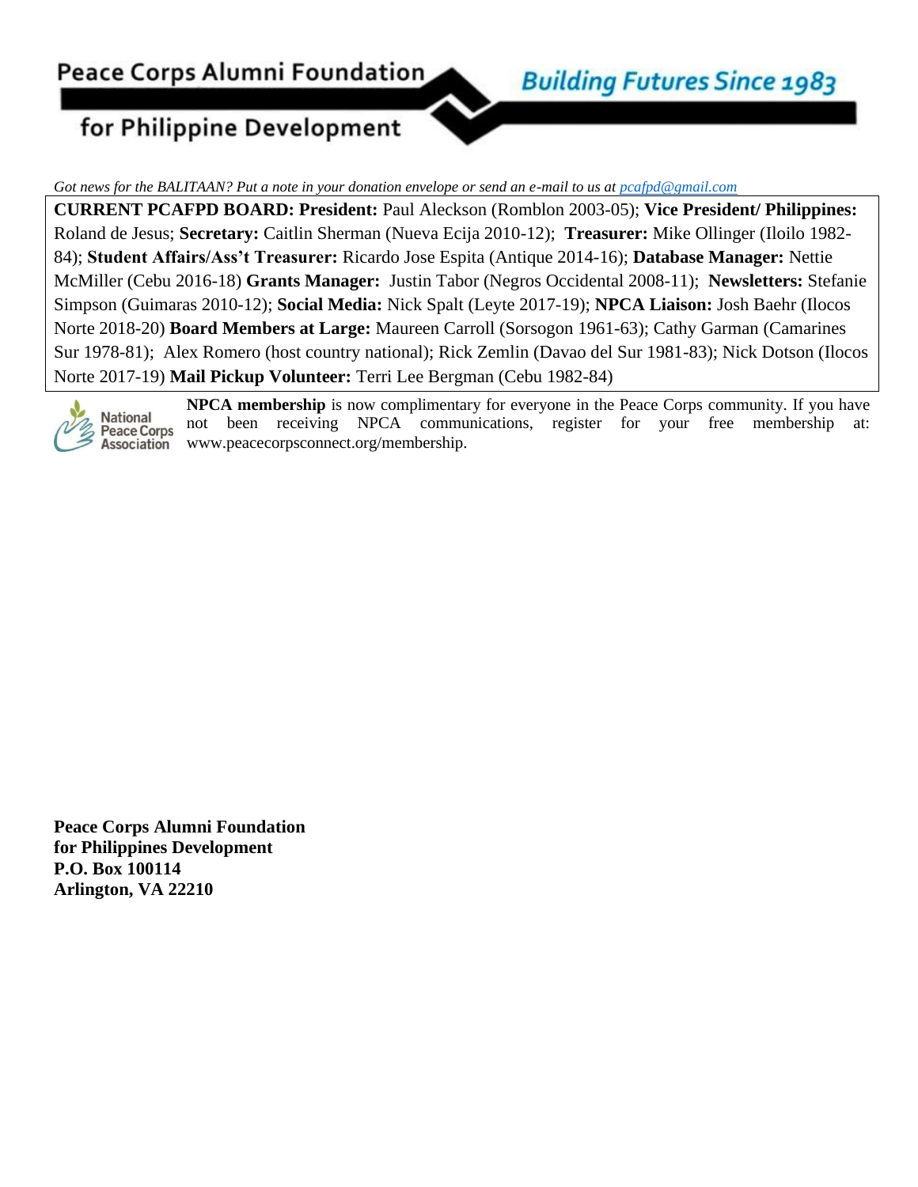**Peace Corps Alumni Foundation**

**for Philippine Development**

**Building Futures Since 1983**

*Got news for the BALITAAN? Put a note in your donation envelope or send an e-mail to us at pcafpd@gmail.com*

**CURRENT PCAFPD BOARD: President:** Paul Aleckson (Romblon 2003-05); **Vice President/ Philippines:** Roland de Jesus; **Secretary:** Caitlin Sherman (Nueva Ecija 2010-12); **Treasurer:** Mike Ollinger (Iloilo 1982-84); **Student Affairs/Ass't Treasurer:** Ricardo Jose Espita (Antique 2014-16); **Database Manager:** Nettie McMiller (Cebu 2016-18) **Grants Manager:** Justin Tabor (Negros Occidental 2008-11); **Newsletters:** Stefanie Simpson (Guimaras 2010-12); **Social Media:** Nick Spalt (Leyte 2017-19); **NPCA Liaison:** Josh Baehr (Ilocos Norte 2018-20) **Board Members at Large:** Maureen Carroll (Sorsogon 1961-63); Cathy Garman (Camarines Sur 1978-81); Alex Romero (host country national); Rick Zemlin (Davao del Sur 1981-83); Nick Dotson (Ilocos Norte 2017-19) **Mail Pickup Volunteer:** Terri Lee Bergman (Cebu 1982-84)

National Peace Corps Association

**NPCA membership** is now complimentary for everyone in the Peace Corps community. If you have not been receiving NPCA communications, register for your free membership at: www.peacecorpsconnect.org/membership.

**Peace Corps Alumni Foundation**
**for Philippines Development**
**P.O. Box 100114**
**Arlington, VA 22210**